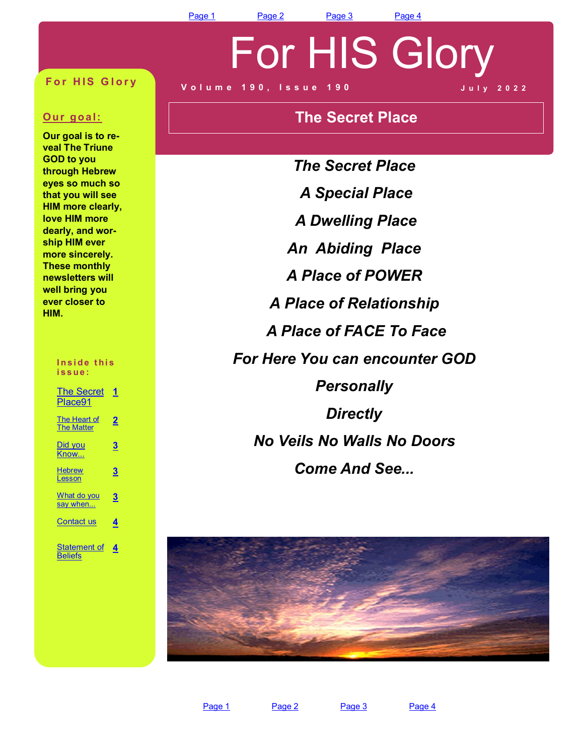# For HIS Glory

Volume 190, Issue 190 — July 2022

## For HIS Glory

### Our goal:

**Our goal is to reveal The Triune GOD to you through Hebrew eyes so much so that you will see HIM more clearly, love HIM more dearly, and worship HIM ever more sincerely. These monthly newsletters will well bring you ever closer to HIM.**

### Inside this issue:

| | |
|---|---|
| The Secret Place91 | 1 |
| The Heart of The Matter | 2 |
| Did you Know... | 3 |
| Hebrew Lesson | 3 |
| What do you say when... | 3 |
| Contact us | 4 |
| Statement of Beliefs | 4 |

## The Secret Place

***The Secret Place***

***A Special Place***

***A Dwelling Place***

***An Abiding Place***

***A Place of POWER***

***A Place of Relationship***

***A Place of FACE To Face***

***For Here You can encounter GOD***

***Personally***

***Directly***

***No Veils No Walls No Doors***

***Come And See...***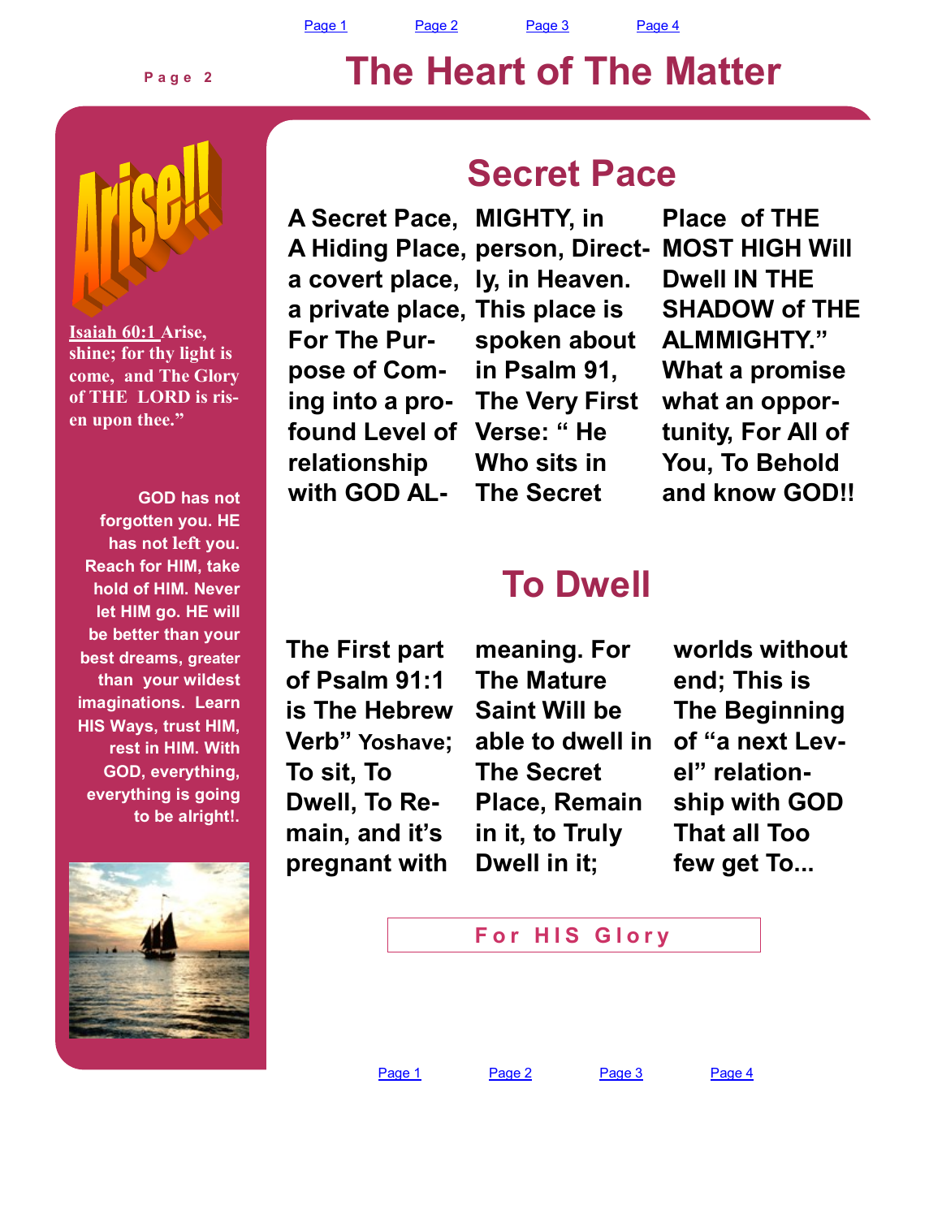# The Heart of The Matter

**Arise!!**

Isaiah 60:1 Arise, shine; for thy light is come, and The Glory of THE LORD is risen upon thee."

GOD has not forgotten you. HE has not left you. Reach for HIM, take hold of HIM. Never let HIM go. HE will be better than your best dreams, greater than your wildest imaginations. Learn HIS Ways, trust HIM, rest in HIM. With GOD, everything, everything is going to be alright!.

## Secret Pace

A Secret Pace, A Hiding Place, a covert place, a private place, For The Purpose of Coming into a profound Level of relationship with GOD ALMIGHTY, in person, Directly, in Heaven. This place is spoken about in Psalm 91, The Very First Verse: " He Who sits in The Secret Place of THE MOST HIGH Will Dwell IN THE SHADOW of THE ALMMIGHTY." What a promise what an opportunity, For All of You, To Behold and know GOD!!

## To Dwell

The First part of Psalm 91:1 is The Hebrew Verb" Yoshave; To sit, To Dwell, To Remain, and it's pregnant with meaning. For The Mature Saint Will be able to dwell in The Secret Place, Remain in it, to Truly Dwell in it; worlds without end; This is The Beginning of "a next Level" relationship with GOD That all Too few get To...

**For HIS Glory**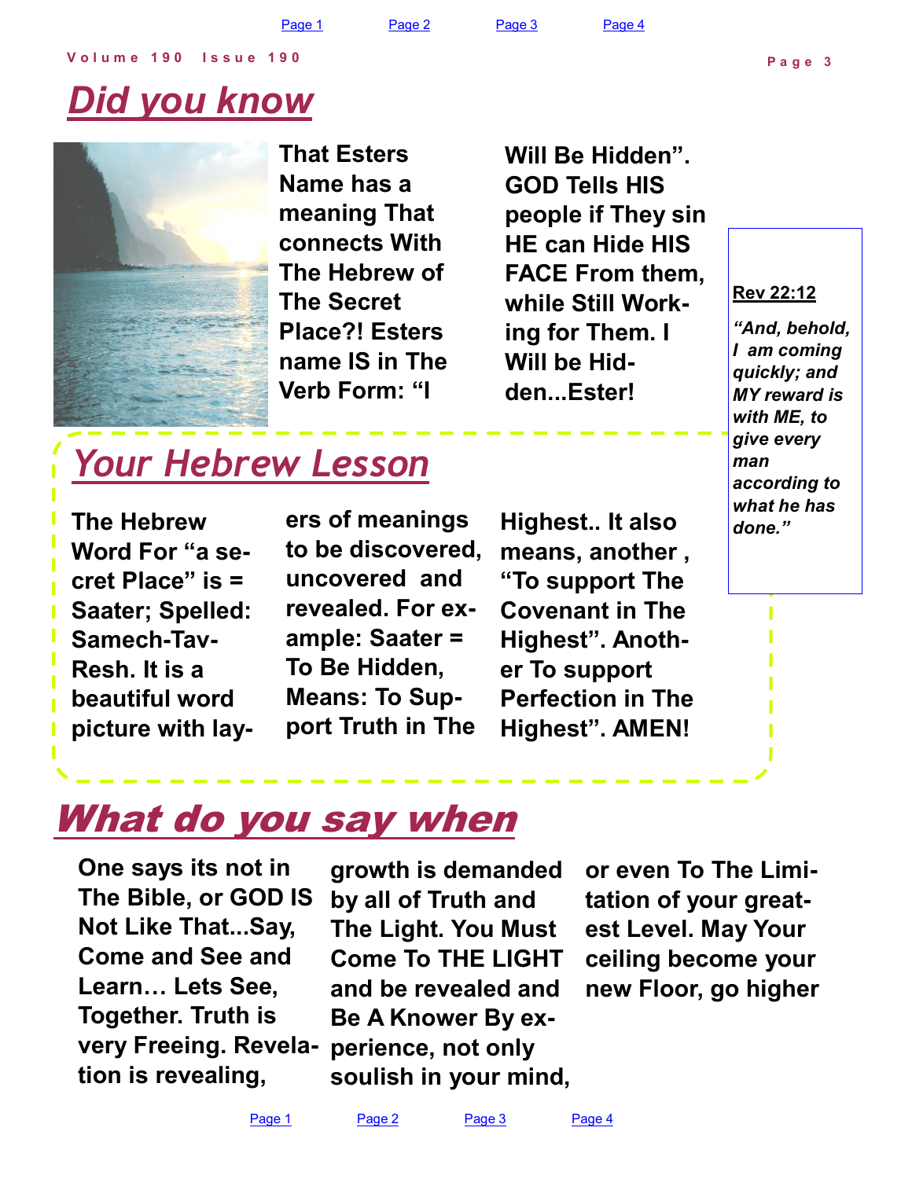# Did you know

That Esters Name has a meaning That connects With The Hebrew of The Secret Place?! Esters name IS in The Verb Form: "I Will Be Hidden". GOD Tells HIS people if They sin HE can Hide HIS FACE From them, while Still Working for Them. I Will be Hidden...Ester!

**Rev 22:12**

*"And, behold, I am coming quickly; and MY reward is with ME, to give every man according to what he has done."*

# Your Hebrew Lesson

The Hebrew Word For "a secret Place" is = Saater; Spelled: Samech-Tav-Resh. It is a beautiful word picture with layers of meanings to be discovered, uncovered and revealed. For example: Saater = To Be Hidden, Means: To Support Truth in The Highest.. It also means, another , "To support The Covenant in The Highest". Another To support Perfection in The Highest". AMEN!

# What do you say when

One says its not in The Bible, or GOD IS Not Like That...Say, Come and See and Learn… Lets See, Together. Truth is very Freeing. Revelation is revealing, growth is demanded by all of Truth and The Light. You Must Come To THE LIGHT and be revealed and Be A Knower By experience, not only soulish in your mind, or even To The Limitation of your greatest Level. May Your ceiling become your new Floor, go higher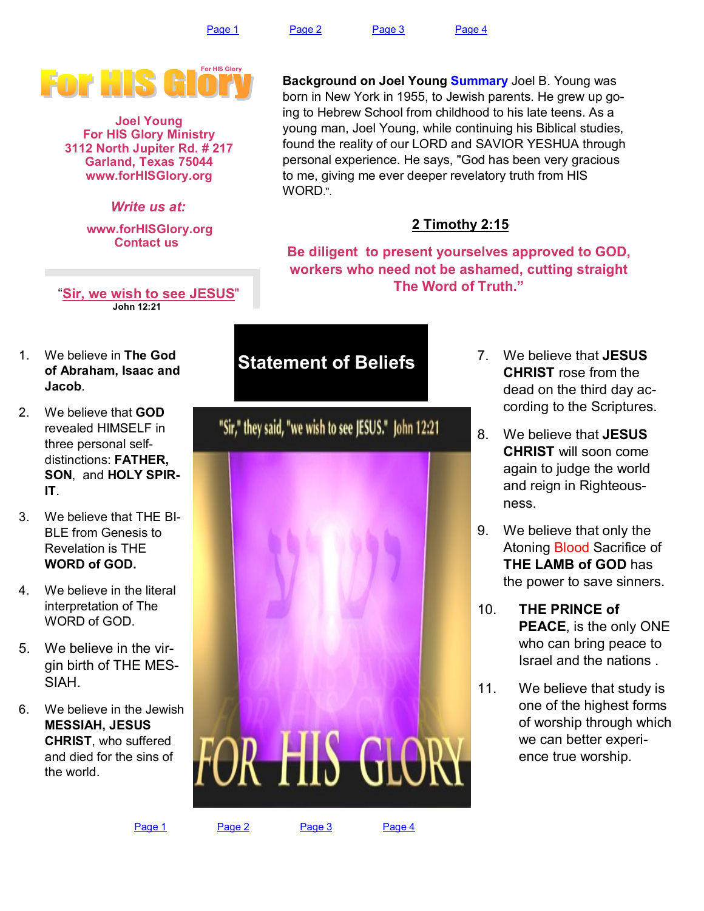Page 1 Page 2 Page 3 Page 4

# For HIS Glory

**Joel Young**
**For HIS Glory Ministry**
**3112 North Jupiter Rd. # 217**
**Garland, Texas 75044**
**www.forHISGlory.org**

***Write us at:***

**www.forHISGlory.org**
**Contact us**

"**Sir, we wish to see JESUS**"
**John 12:21**

**Background on Joel Young Summary** Joel B. Young was born in New York in 1955, to Jewish parents. He grew up going to Hebrew School from childhood to his late teens. As a young man, Joel Young, while continuing his Biblical studies, found the reality of our LORD and SAVIOR YESHUA through personal experience. He says, "God has been very gracious to me, giving me ever deeper revelatory truth from HIS WORD.".

**2 Timothy 2:15**

**Be diligent to present yourselves approved to GOD, workers who need not be ashamed, cutting straight The Word of Truth."**

## Statement of Beliefs

1. We believe in **The God of Abraham, Isaac and Jacob**.
2. We believe that **GOD** revealed HIMSELF in three personal self-distinctions: **FATHER, SON**, and **HOLY SPIRIT**.
3. We believe that THE BIBLE from Genesis to Revelation is THE **WORD of GOD.**
4. We believe in the literal interpretation of The WORD of GOD.
5. We believe in the virgin birth of THE MESSIAH.
6. We believe in the Jewish **MESSIAH, JESUS CHRIST**, who suffered and died for the sins of the world.
7. We believe that **JESUS CHRIST** rose from the dead on the third day according to the Scriptures.
8. We believe that **JESUS CHRIST** will soon come again to judge the world and reign in Righteousness.
9. We believe that only the Atoning Blood Sacrifice of **THE LAMB of GOD** has the power to save sinners.
10. **THE PRINCE of PEACE**, is the only ONE who can bring peace to Israel and the nations .
11. We believe that study is one of the highest forms of worship through which we can better experience true worship.

"Sir," they said, "we wish to see JESUS." John 12:21

FOR HIS GLORY

Page 1 Page 2 Page 3 Page 4